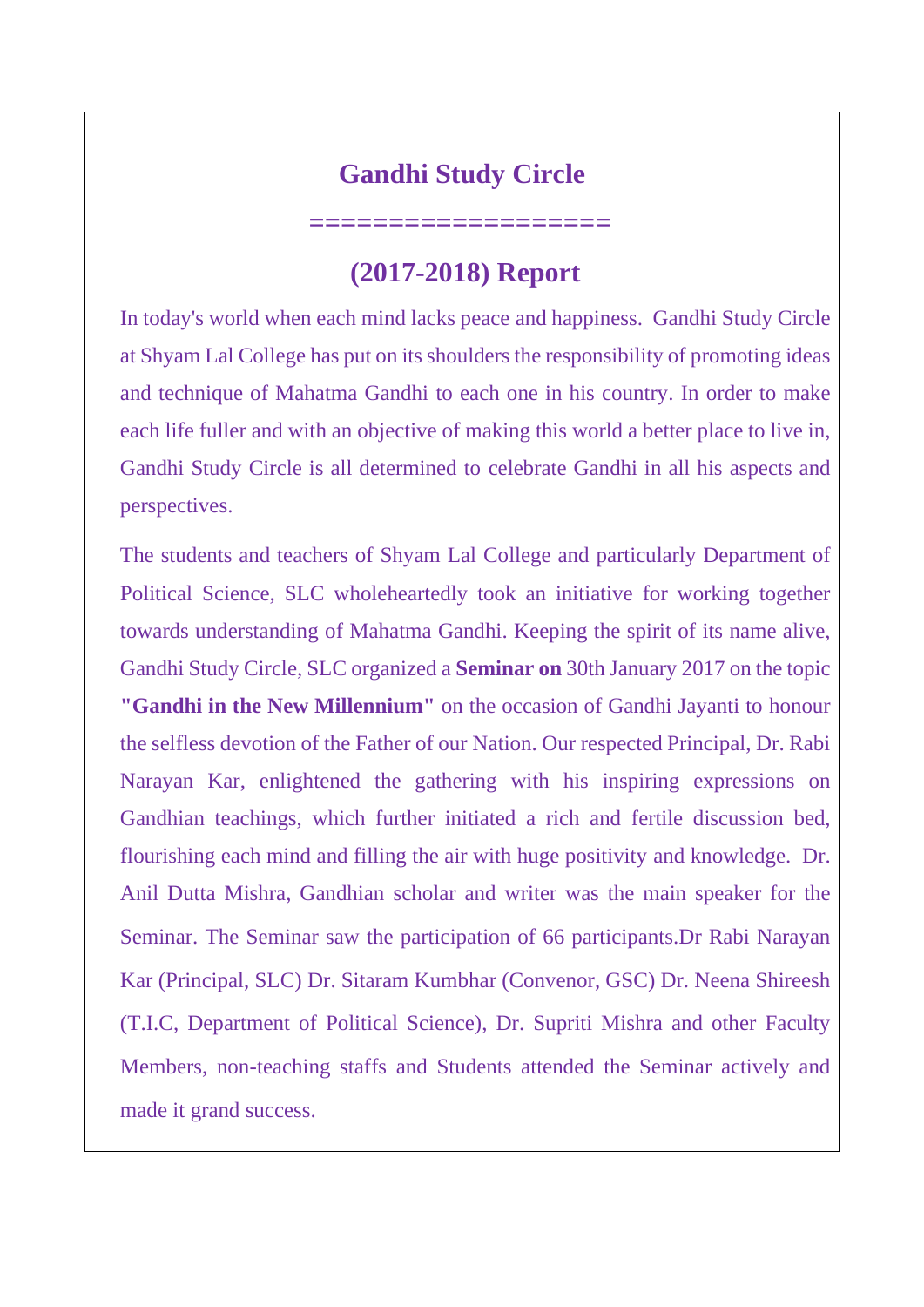# Gandhi Study Circle

==================

## (2017-2018) Report

In today's world when each mind lacks peace and happiness. Gandhi Study Circle at Shyam Lal College has put on its shoulders the responsibility of promoting ideas and technique of Mahatma Gandhi to each one in his country. In order to make each life fuller and with an objective of making this world a better place to live in, Gandhi Study Circle is all determined to celebrate Gandhi in all his aspects and perspectives.

The students and teachers of Shyam Lal College and particularly Department of Political Science, SLC wholeheartedly took an initiative for working together towards understanding of Mahatma Gandhi. Keeping the spirit of its name alive, Gandhi Study Circle, SLC organized a **Seminar on** 30th January 2017 on the topic **"Gandhi in the New Millennium"** on the occasion of Gandhi Jayanti to honour the selfless devotion of the Father of our Nation. Our respected Principal, Dr. Rabi Narayan Kar, enlightened the gathering with his inspiring expressions on Gandhian teachings, which further initiated a rich and fertile discussion bed, flourishing each mind and filling the air with huge positivity and knowledge. Dr. Anil Dutta Mishra, Gandhian scholar and writer was the main speaker for the Seminar. The Seminar saw the participation of 66 participants.Dr Rabi Narayan Kar (Principal, SLC) Dr. Sitaram Kumbhar (Convenor, GSC) Dr. Neena Shireesh (T.I.C, Department of Political Science), Dr. Supriti Mishra and other Faculty Members, non-teaching staffs and Students attended the Seminar actively and made it grand success.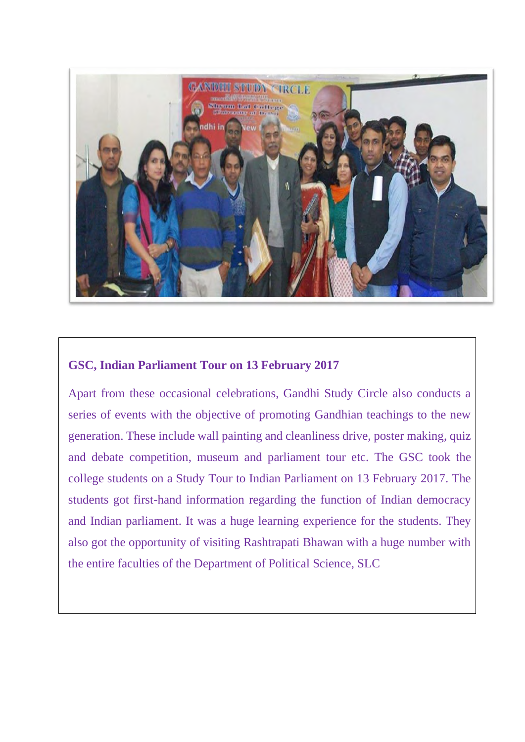**GSC, Indian Parliament Tour on 13 February 2017**

Apart from these occasional celebrations, Gandhi Study Circle also conducts a series of events with the objective of promoting Gandhian teachings to the new generation. These include wall painting and cleanliness drive, poster making, quiz and debate competition, museum and parliament tour etc. The GSC took the college students on a Study Tour to Indian Parliament on 13 February 2017. The students got first-hand information regarding the function of Indian democracy and Indian parliament. It was a huge learning experience for the students. They also got the opportunity of visiting Rashtrapati Bhawan with a huge number with the entire faculties of the Department of Political Science, SLC